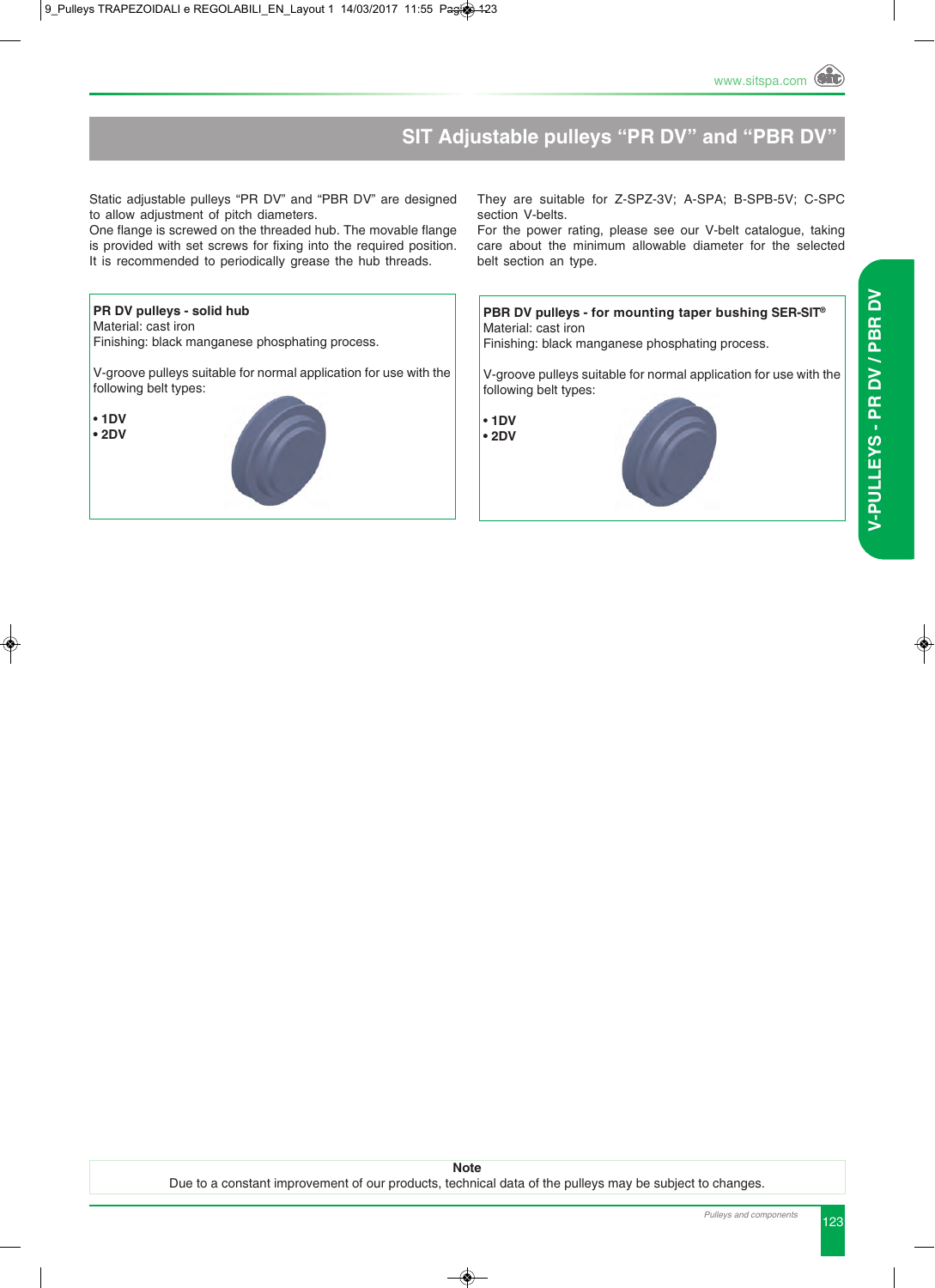# SIT Adjustable pulleys "PR DV" and "PBR DV"

Static adjustable pulleys "PR DV" and "PBR DV" are designed to allow adjustment of pitch diameters.
One flange is screwed on the threaded hub. The movable flange is provided with set screws for fixing into the required position.
It is recommended to periodically grease the hub threads.

They are suitable for Z-SPZ-3V; A-SPA; B-SPB-5V; C-SPC section V-belts.
For the power rating, please see our V-belt catalogue, taking care about the minimum allowable diameter for the selected belt section an type.

**PR DV pulleys - solid hub**
Material: cast iron
Finishing: black manganese phosphating process.

V-groove pulleys suitable for normal application for use with the following belt types:

- **1DV**
- **2DV**

**PBR DV pulleys - for mounting taper bushing SER-SIT®**
Material: cast iron
Finishing: black manganese phosphating process.

V-groove pulleys suitable for normal application for use with the following belt types:

- **1DV**
- **2DV**

V-PULLEYS - PR DV / PBR DV

**Note**
Due to a constant improvement of our products, technical data of the pulleys may be subject to changes.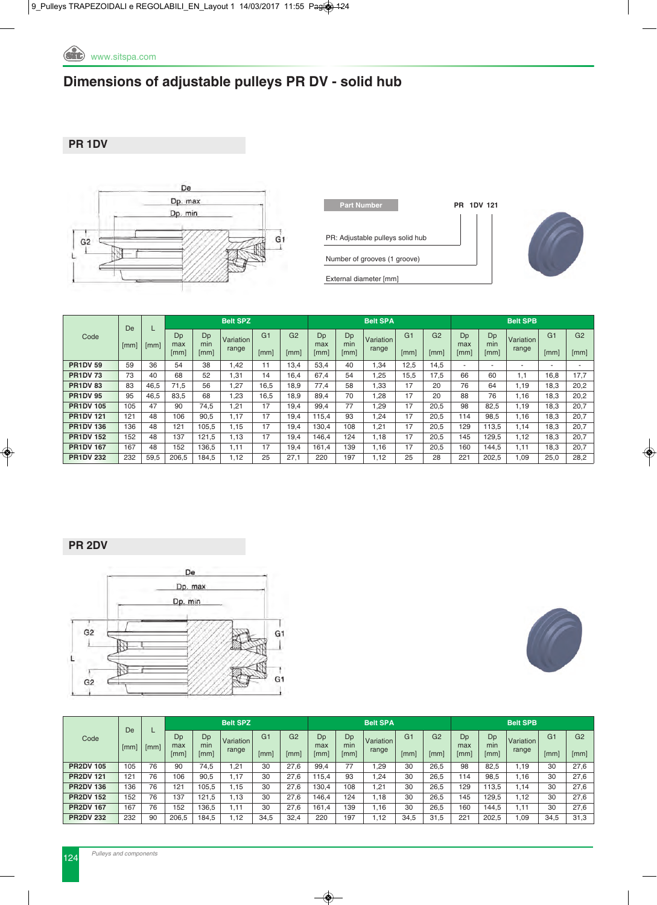# Dimensions of adjustable pulleys PR DV - solid hub

## PR 1DV

Part Number: PR 1DV 121

- PR: Adjustable pulleys solid hub
- Number of grooves (1 groove)
- External diameter [mm]

| Code | De [mm] | L [mm] | Belt SPZ | | | | | Belt SPA | | | | | Belt SPB | | | | |
|---|---|---|---|---|---|---|---|---|---|---|---|---|---|---|---|---|---|
| | | | Dp max [mm] | Dp min [mm] | Variation range | G1 [mm] | G2 [mm] | Dp max [mm] | Dp min [mm] | Variation range | G1 [mm] | G2 [mm] | Dp max [mm] | Dp min [mm] | Variation range | G1 [mm] | G2 [mm] |
| **PR1DV 59** | 59 | 36 | 54 | 38 | 1,42 | 11 | 13,4 | 53,4 | 40 | 1,34 | 12,5 | 14,5 | - | - | - | - | - |
| **PR1DV 73** | 73 | 40 | 68 | 52 | 1,31 | 14 | 16,4 | 67,4 | 54 | 1,25 | 15,5 | 17,5 | 66 | 60 | 1,1 | 16,8 | 17,7 |
| **PR1DV 83** | 83 | 46,5 | 71,5 | 56 | 1,27 | 16,5 | 18,9 | 77,4 | 58 | 1,33 | 17 | 20 | 76 | 64 | 1,19 | 18,3 | 20,2 |
| **PR1DV 95** | 95 | 46,5 | 83,5 | 68 | 1,23 | 16,5 | 18,9 | 89,4 | 70 | 1,28 | 17 | 20 | 88 | 76 | 1,16 | 18,3 | 20,2 |
| **PR1DV 105** | 105 | 47 | 90 | 74,5 | 1,21 | 17 | 19,4 | 99,4 | 77 | 1,29 | 17 | 20,5 | 98 | 82,5 | 1,19 | 18,3 | 20,7 |
| **PR1DV 121** | 121 | 48 | 106 | 90,5 | 1,17 | 17 | 19,4 | 115,4 | 93 | 1,24 | 17 | 20,5 | 114 | 98,5 | 1,16 | 18,3 | 20,7 |
| **PR1DV 136** | 136 | 48 | 121 | 105,5 | 1,15 | 17 | 19,4 | 130,4 | 108 | 1,21 | 17 | 20,5 | 129 | 113,5 | 1,14 | 18,3 | 20,7 |
| **PR1DV 152** | 152 | 48 | 137 | 121,5 | 1,13 | 17 | 19,4 | 146,4 | 124 | 1,18 | 17 | 20,5 | 145 | 129,5 | 1,12 | 18,3 | 20,7 |
| **PR1DV 167** | 167 | 48 | 152 | 136,5 | 1,11 | 17 | 19,4 | 161,4 | 139 | 1,16 | 17 | 20,5 | 160 | 144,5 | 1,11 | 18,3 | 20,7 |
| **PR1DV 232** | 232 | 59,5 | 206,5 | 184,5 | 1,12 | 25 | 27,1 | 220 | 197 | 1,12 | 25 | 28 | 221 | 202,5 | 1,09 | 25,0 | 28,2 |

## PR 2DV

| Code | De [mm] | L [mm] | Belt SPZ | | | | | Belt SPA | | | | | Belt SPB | | | | |
|---|---|---|---|---|---|---|---|---|---|---|---|---|---|---|---|---|---|
| | | | Dp max [mm] | Dp min [mm] | Variation range | G1 [mm] | G2 [mm] | Dp max [mm] | Dp min [mm] | Variation range | G1 [mm] | G2 [mm] | Dp max [mm] | Dp min [mm] | Variation range | G1 [mm] | G2 [mm] |
| **PR2DV 105** | 105 | 76 | 90 | 74,5 | 1,21 | 30 | 27,6 | 99,4 | 77 | 1,29 | 30 | 26,5 | 98 | 82,5 | 1,19 | 30 | 27,6 |
| **PR2DV 121** | 121 | 76 | 106 | 90,5 | 1,17 | 30 | 27,6 | 115,4 | 93 | 1,24 | 30 | 26,5 | 114 | 98,5 | 1,16 | 30 | 27,6 |
| **PR2DV 136** | 136 | 76 | 121 | 105,5 | 1,15 | 30 | 27,6 | 130,4 | 108 | 1,21 | 30 | 26,5 | 129 | 113,5 | 1,14 | 30 | 27,6 |
| **PR2DV 152** | 152 | 76 | 137 | 121,5 | 1,13 | 30 | 27,6 | 146,4 | 124 | 1,18 | 30 | 26,5 | 145 | 129,5 | 1,12 | 30 | 27,6 |
| **PR2DV 167** | 167 | 76 | 152 | 136,5 | 1,11 | 30 | 27,6 | 161,4 | 139 | 1,16 | 30 | 26,5 | 160 | 144,5 | 1,11 | 30 | 27,6 |
| **PR2DV 232** | 232 | 90 | 206,5 | 184,5 | 1,12 | 34,5 | 32,4 | 220 | 197 | 1,12 | 34,5 | 31,5 | 221 | 202,5 | 1,09 | 34,5 | 31,3 |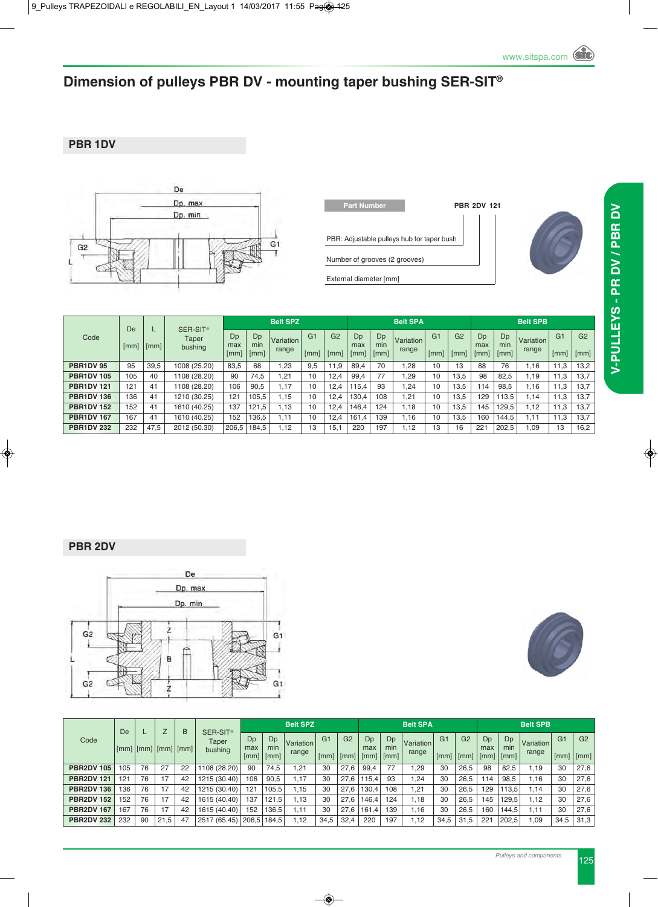# Dimension of pulleys PBR DV - mounting taper bushing SER-SIT®

## PBR 1DV

De
Dp. max
Dp. min
G2
G1
L

| Part Number | PBR 2DV 121 |
|---|---|

PBR: Adjustable pulleys hub for taper bush

Number of grooves (2 grooves)

External diameter [mm]

| Code | De [mm] | L [mm] | SER-SIT® Taper bushing | Belt SPZ | | | | | Belt SPA | | | | | Belt SPB | | | | |
|---|---|---|---|---|---|---|---|---|---|---|---|---|---|---|---|---|---|---|
| | | | | Dp max [mm] | Dp min [mm] | Variation range | G1 [mm] | G2 [mm] | Dp max [mm] | Dp min [mm] | Variation range | G1 [mm] | G2 [mm] | Dp max [mm] | Dp min [mm] | Variation range | G1 [mm] | G2 [mm] |
| **PBR1DV 95** | 95 | 39,5 | 1008 (25.20) | 83,5 | 68 | 1,23 | 9,5 | 11,9 | 89,4 | 70 | 1,28 | 10 | 13 | 88 | 76 | 1,16 | 11,3 | 13,2 |
| **PBR1DV 105** | 105 | 40 | 1108 (28.20) | 90 | 74,5 | 1,21 | 10 | 12,4 | 99,4 | 77 | 1,29 | 10 | 13,5 | 98 | 82,5 | 1,19 | 11,3 | 13,7 |
| **PBR1DV 121** | 121 | 41 | 1108 (28.20) | 106 | 90,5 | 1,17 | 10 | 12,4 | 115,4 | 93 | 1,24 | 10 | 13,5 | 114 | 98,5 | 1,16 | 11,3 | 13,7 |
| **PBR1DV 136** | 136 | 41 | 1210 (30.25) | 121 | 105,5 | 1,15 | 10 | 12,4 | 130,4 | 108 | 1,21 | 10 | 13,5 | 129 | 113,5 | 1,14 | 11,3 | 13,7 |
| **PBR1DV 152** | 152 | 41 | 1610 (40.25) | 137 | 121,5 | 1,13 | 10 | 12,4 | 146,4 | 124 | 1,18 | 10 | 13,5 | 145 | 129,5 | 1,12 | 11,3 | 13,7 |
| **PBR1DV 167** | 167 | 41 | 1610 (40.25) | 152 | 136,5 | 1,11 | 10 | 12,4 | 161,4 | 139 | 1,16 | 10 | 13,5 | 160 | 144,5 | 1,11 | 11,3 | 13,7 |
| **PBR1DV 232** | 232 | 47,5 | 2012 (50.30) | 206,5 | 184,5 | 1,12 | 13 | 15,1 | 220 | 197 | 1,12 | 13 | 16 | 221 | 202,5 | 1,09 | 13 | 16,2 |

## PBR 2DV

De
Dp. max
Dp. min
G2
G1
Z
B
L

| Code | De [mm] | L [mm] | Z [mm] | B [mm] | SER-SIT® Taper bushing | Belt SPZ | | | | | Belt SPA | | | | | Belt SPB | | | | |
|---|---|---|---|---|---|---|---|---|---|---|---|---|---|---|---|---|---|---|---|---|
| | | | | | | Dp max [mm] | Dp min [mm] | Variation range | G1 [mm] | G2 [mm] | Dp max [mm] | Dp min [mm] | Variation range | G1 [mm] | G2 [mm] | Dp max [mm] | Dp min [mm] | Variation range | G1 [mm] | G2 [mm] |
| **PBR2DV 105** | 105 | 76 | 27 | 22 | 1108 (28.20) | 90 | 74,5 | 1,21 | 30 | 27,6 | 99,4 | 77 | 1,29 | 30 | 26,5 | 98 | 82,5 | 1,19 | 30 | 27,6 |
| **PBR2DV 121** | 121 | 76 | 17 | 42 | 1215 (30.40) | 106 | 90,5 | 1,17 | 30 | 27,6 | 115,4 | 93 | 1,24 | 30 | 26,5 | 114 | 98,5 | 1,16 | 30 | 27,6 |
| **PBR2DV 136** | 136 | 76 | 17 | 42 | 1215 (30.40) | 121 | 105,5 | 1,15 | 30 | 27,6 | 130,4 | 108 | 1,21 | 30 | 26,5 | 129 | 113,5 | 1,14 | 30 | 27,6 |
| **PBR2DV 152** | 152 | 76 | 17 | 42 | 1615 (40.40) | 137 | 121,5 | 1,13 | 30 | 27,6 | 146,4 | 124 | 1,18 | 30 | 26,5 | 145 | 129,5 | 1,12 | 30 | 27,6 |
| **PBR2DV 167** | 167 | 76 | 17 | 42 | 1615 (40.40) | 152 | 136,5 | 1,11 | 30 | 27,6 | 161,4 | 139 | 1,16 | 30 | 26,5 | 160 | 144,5 | 1,11 | 30 | 27,6 |
| **PBR2DV 232** | 232 | 90 | 21,5 | 47 | 2517 (65.45) | 206,5 | 184,5 | 1,12 | 34,5 | 32,4 | 220 | 197 | 1,12 | 34,5 | 31,5 | 221 | 202,5 | 1,09 | 34,5 | 31,3 |